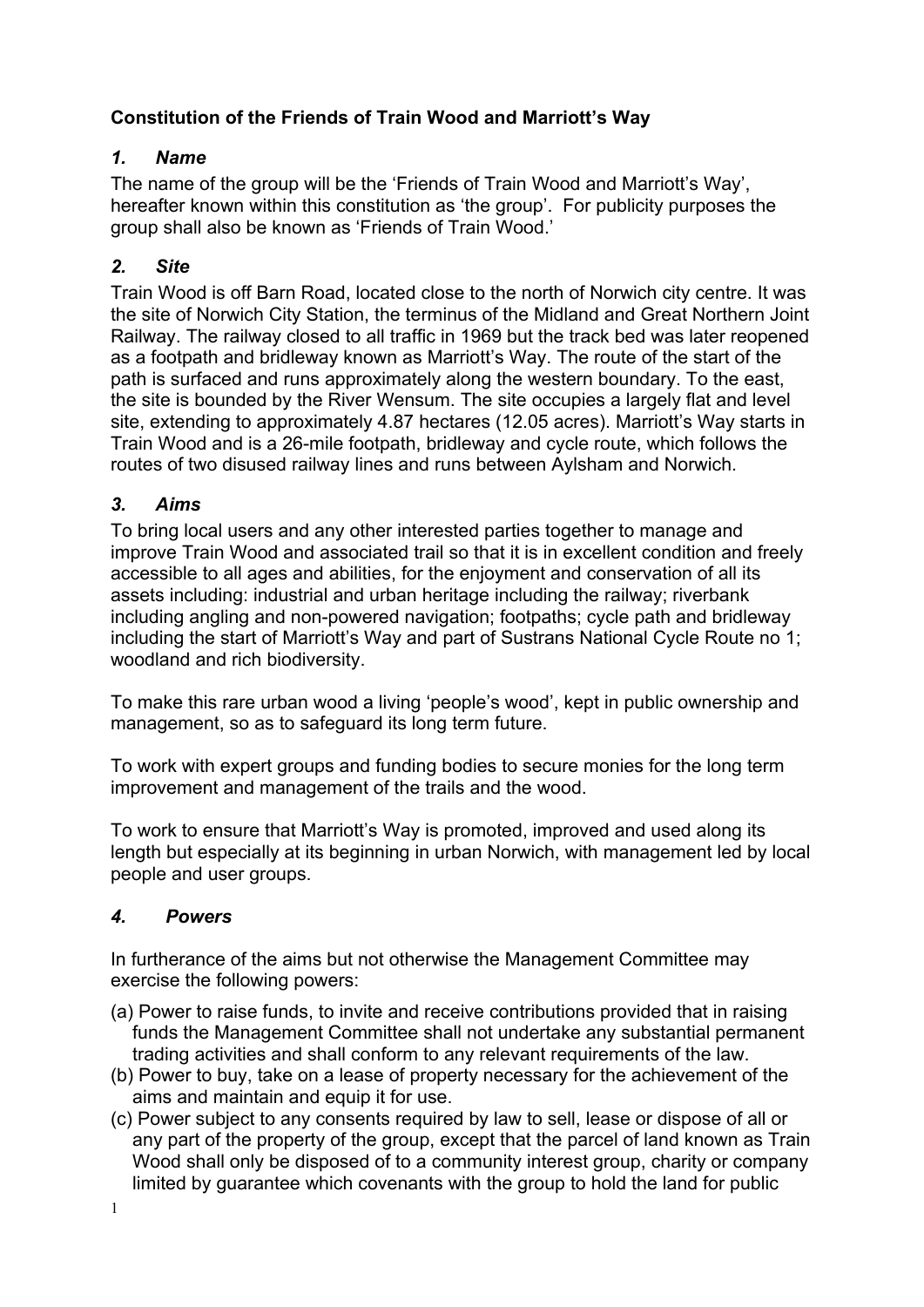**Constitution of the Friends of Train Wood and Marriott's Way**

## *1. Name*

The name of the group will be the 'Friends of Train Wood and Marriott's Way', hereafter known within this constitution as 'the group'. For publicity purposes the group shall also be known as 'Friends of Train Wood.'

## *2. Site*

Train Wood is off Barn Road, located close to the north of Norwich city centre. It was the site of Norwich City Station, the terminus of the Midland and Great Northern Joint Railway. The railway closed to all traffic in 1969 but the track bed was later reopened as a footpath and bridleway known as Marriott's Way. The route of the start of the path is surfaced and runs approximately along the western boundary. To the east, the site is bounded by the River Wensum. The site occupies a largely flat and level site, extending to approximately 4.87 hectares (12.05 acres). Marriott's Way starts in Train Wood and is a 26-mile footpath, bridleway and cycle route, which follows the routes of two disused railway lines and runs between Aylsham and Norwich.

## *3. Aims*

To bring local users and any other interested parties together to manage and improve Train Wood and associated trail so that it is in excellent condition and freely accessible to all ages and abilities, for the enjoyment and conservation of all its assets including: industrial and urban heritage including the railway; riverbank including angling and non-powered navigation; footpaths; cycle path and bridleway including the start of Marriott's Way and part of Sustrans National Cycle Route no 1; woodland and rich biodiversity.

To make this rare urban wood a living 'people's wood', kept in public ownership and management, so as to safeguard its long term future.

To work with expert groups and funding bodies to secure monies for the long term improvement and management of the trails and the wood.

To work to ensure that Marriott's Way is promoted, improved and used along its length but especially at its beginning in urban Norwich, with management led by local people and user groups.

## *4. Powers*

In furtherance of the aims but not otherwise the Management Committee may exercise the following powers:

(a) Power to raise funds, to invite and receive contributions provided that in raising funds the Management Committee shall not undertake any substantial permanent trading activities and shall conform to any relevant requirements of the law.

(b) Power to buy, take on a lease of property necessary for the achievement of the aims and maintain and equip it for use.

(c) Power subject to any consents required by law to sell, lease or dispose of all or any part of the property of the group, except that the parcel of land known as Train Wood shall only be disposed of to a community interest group, charity or company limited by guarantee which covenants with the group to hold the land for public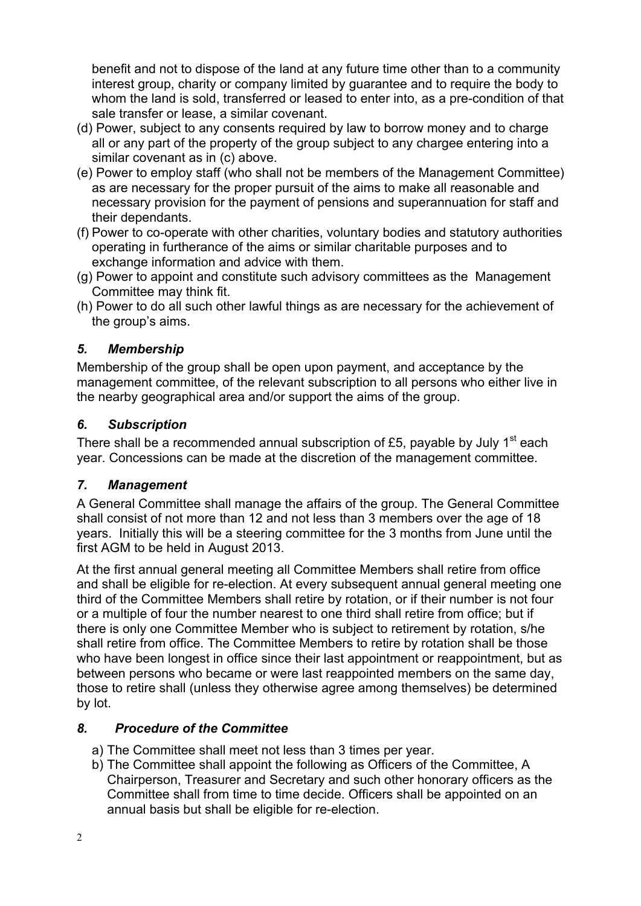benefit and not to dispose of the land at any future time other than to a community interest group, charity or company limited by guarantee and to require the body to whom the land is sold, transferred or leased to enter into, as a pre-condition of that sale transfer or lease, a similar covenant.

(d) Power, subject to any consents required by law to borrow money and to charge all or any part of the property of the group subject to any chargee entering into a similar covenant as in (c) above.

(e) Power to employ staff (who shall not be members of the Management Committee) as are necessary for the proper pursuit of the aims to make all reasonable and necessary provision for the payment of pensions and superannuation for staff and their dependants.

(f) Power to co-operate with other charities, voluntary bodies and statutory authorities operating in furtherance of the aims or similar charitable purposes and to exchange information and advice with them.

(g) Power to appoint and constitute such advisory committees as the Management Committee may think fit.

(h) Power to do all such other lawful things as are necessary for the achievement of the group's aims.

### *5. Membership*

Membership of the group shall be open upon payment, and acceptance by the management committee, of the relevant subscription to all persons who either live in the nearby geographical area and/or support the aims of the group.

### *6. Subscription*

There shall be a recommended annual subscription of £5, payable by July 1st each year. Concessions can be made at the discretion of the management committee.

### *7. Management*

A General Committee shall manage the affairs of the group. The General Committee shall consist of not more than 12 and not less than 3 members over the age of 18 years. Initially this will be a steering committee for the 3 months from June until the first AGM to be held in August 2013.

At the first annual general meeting all Committee Members shall retire from office and shall be eligible for re-election. At every subsequent annual general meeting one third of the Committee Members shall retire by rotation, or if their number is not four or a multiple of four the number nearest to one third shall retire from office; but if there is only one Committee Member who is subject to retirement by rotation, s/he shall retire from office. The Committee Members to retire by rotation shall be those who have been longest in office since their last appointment or reappointment, but as between persons who became or were last reappointed members on the same day, those to retire shall (unless they otherwise agree among themselves) be determined by lot.

### *8. Procedure of the Committee*

a) The Committee shall meet not less than 3 times per year.

b) The Committee shall appoint the following as Officers of the Committee, A Chairperson, Treasurer and Secretary and such other honorary officers as the Committee shall from time to time decide. Officers shall be appointed on an annual basis but shall be eligible for re-election.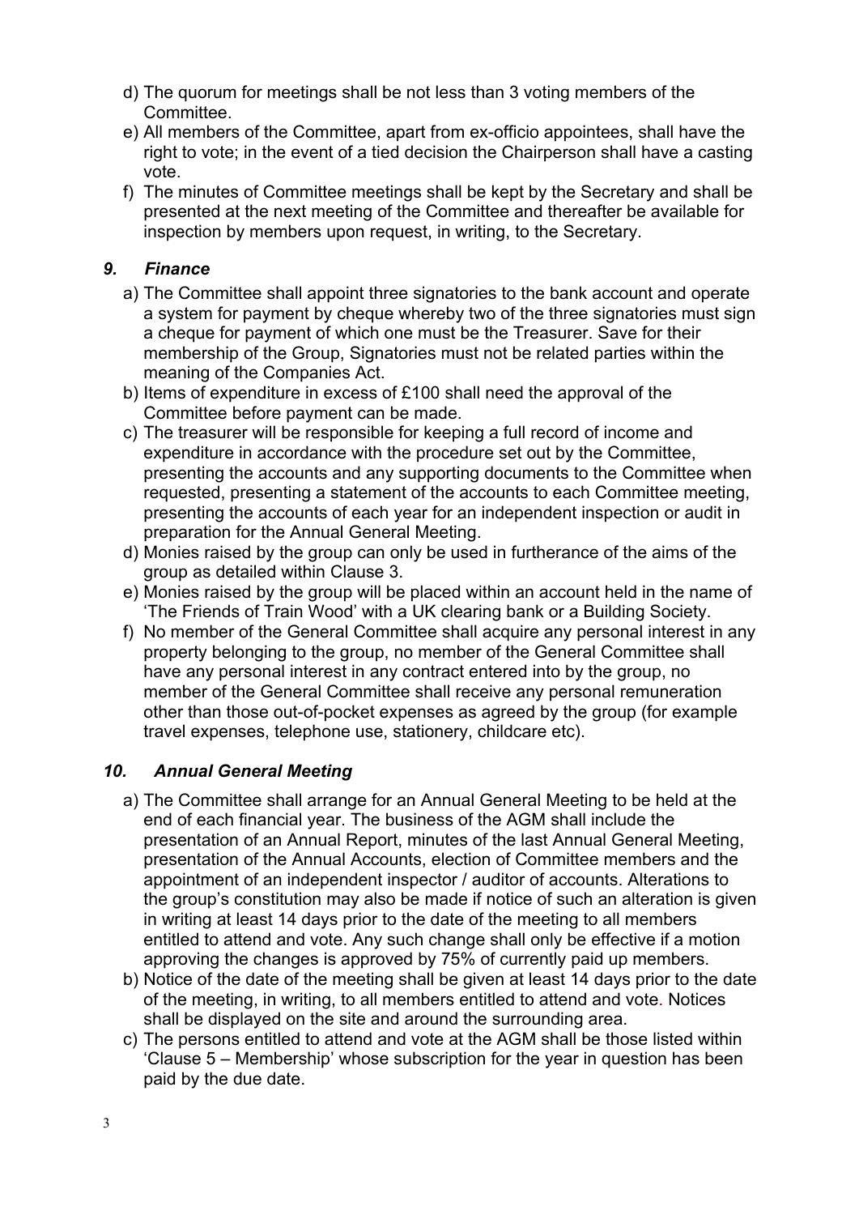d) The quorum for meetings shall be not less than 3 voting members of the Committee.
e) All members of the Committee, apart from ex-officio appointees, shall have the right to vote; in the event of a tied decision the Chairperson shall have a casting vote.
f) The minutes of Committee meetings shall be kept by the Secretary and shall be presented at the next meeting of the Committee and thereafter be available for inspection by members upon request, in writing, to the Secretary.

### *9. Finance*

a) The Committee shall appoint three signatories to the bank account and operate a system for payment by cheque whereby two of the three signatories must sign a cheque for payment of which one must be the Treasurer. Save for their membership of the Group, Signatories must not be related parties within the meaning of the Companies Act.
b) Items of expenditure in excess of £100 shall need the approval of the Committee before payment can be made.
c) The treasurer will be responsible for keeping a full record of income and expenditure in accordance with the procedure set out by the Committee, presenting the accounts and any supporting documents to the Committee when requested, presenting a statement of the accounts to each Committee meeting, presenting the accounts of each year for an independent inspection or audit in preparation for the Annual General Meeting.
d) Monies raised by the group can only be used in furtherance of the aims of the group as detailed within Clause 3.
e) Monies raised by the group will be placed within an account held in the name of 'The Friends of Train Wood' with a UK clearing bank or a Building Society.
f) No member of the General Committee shall acquire any personal interest in any property belonging to the group, no member of the General Committee shall have any personal interest in any contract entered into by the group, no member of the General Committee shall receive any personal remuneration other than those out-of-pocket expenses as agreed by the group (for example travel expenses, telephone use, stationery, childcare etc).

### *10. Annual General Meeting*

a) The Committee shall arrange for an Annual General Meeting to be held at the end of each financial year. The business of the AGM shall include the presentation of an Annual Report, minutes of the last Annual General Meeting, presentation of the Annual Accounts, election of Committee members and the appointment of an independent inspector / auditor of accounts. Alterations to the group's constitution may also be made if notice of such an alteration is given in writing at least 14 days prior to the date of the meeting to all members entitled to attend and vote. Any such change shall only be effective if a motion approving the changes is approved by 75% of currently paid up members.
b) Notice of the date of the meeting shall be given at least 14 days prior to the date of the meeting, in writing, to all members entitled to attend and vote. Notices shall be displayed on the site and around the surrounding area.
c) The persons entitled to attend and vote at the AGM shall be those listed within 'Clause 5 – Membership' whose subscription for the year in question has been paid by the due date.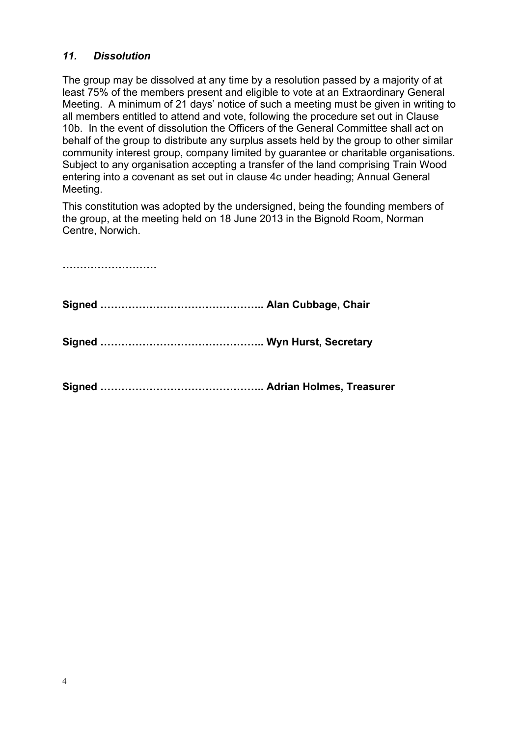### *11. Dissolution*

The group may be dissolved at any time by a resolution passed by a majority of at least 75% of the members present and eligible to vote at an Extraordinary General Meeting. A minimum of 21 days' notice of such a meeting must be given in writing to all members entitled to attend and vote, following the procedure set out in Clause 10b. In the event of dissolution the Officers of the General Committee shall act on behalf of the group to distribute any surplus assets held by the group to other similar community interest group, company limited by guarantee or charitable organisations. Subject to any organisation accepting a transfer of the land comprising Train Wood entering into a covenant as set out in clause 4c under heading; Annual General Meeting.

This constitution was adopted by the undersigned, being the founding members of the group, at the meeting held on 18 June 2013 in the Bignold Room, Norman Centre, Norwich.

**………………………**

**Signed ……………………………………….. Alan Cubbage, Chair**

**Signed ……………………………………….. Wyn Hurst, Secretary**

**Signed ……………………………………….. Adrian Holmes, Treasurer**